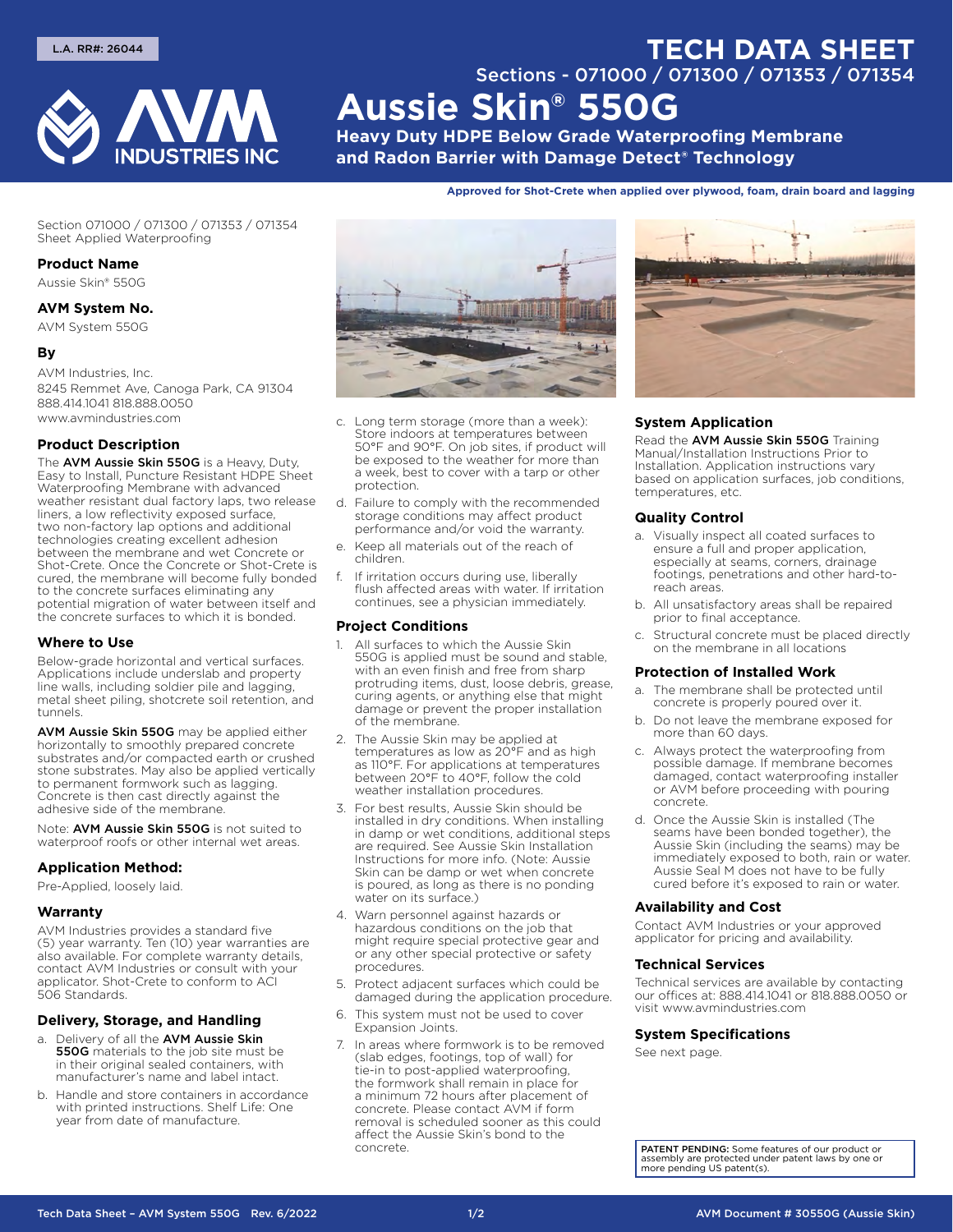L.A. RR#: 26044

# TECH DATA SHEET

Sections - 071000 / 071300 / 071353 / 071354

# Aussie Skin® 550G

**Heavy Duty HDPE Below Grade Waterproofing Membrane and Radon Barrier with Damage Detect® Technology**

**Approved for Shot-Crete when applied over plywood, foam, drain board and lagging**

Section 071000 / 071300 / 071353 / 071354
Sheet Applied Waterproofing

### Product Name

Aussie Skin® 550G

### AVM System No.

AVM System 550G

### By

AVM Industries, Inc.
8245 Remmet Ave, Canoga Park, CA 91304
888.414.1041 818.888.0050
www.avmindustries.com

### Product Description

The **AVM Aussie Skin 550G** is a Heavy, Duty, Easy to Install, Puncture Resistant HDPE Sheet Waterproofing Membrane with advanced weather resistant dual factory laps, two release liners, a low reflectivity exposed surface, two non-factory lap options and additional technologies creating excellent adhesion between the membrane and wet Concrete or Shot-Crete. Once the Concrete or Shot-Crete is cured, the membrane will become fully bonded to the concrete surfaces eliminating any potential migration of water between itself and the concrete surfaces to which it is bonded.

### Where to Use

Below-grade horizontal and vertical surfaces. Applications include underslab and property line walls, including soldier pile and lagging, metal sheet piling, shotcrete soil retention, and tunnels.

**AVM Aussie Skin 550G** may be applied either horizontally to smoothly prepared concrete substrates and/or compacted earth or crushed stone substrates. May also be applied vertically to permanent formwork such as lagging. Concrete is then cast directly against the adhesive side of the membrane.

Note: **AVM Aussie Skin 550G** is not suited to waterproof roofs or other internal wet areas.

### Application Method:

Pre-Applied, loosely laid.

### Warranty

AVM Industries provides a standard five (5) year warranty. Ten (10) year warranties are also available. For complete warranty details, contact AVM Industries or consult with your applicator. Shot-Crete to conform to ACI 506 Standards.

### Delivery, Storage, and Handling

a. Delivery of all the **AVM Aussie Skin 550G** materials to the job site must be in their original sealed containers, with manufacturer's name and label intact.

b. Handle and store containers in accordance with printed instructions. Shelf Life: One year from date of manufacture.

c. Long term storage (more than a week): Store indoors at temperatures between 50°F and 90°F. On job sites, if product will be exposed to the weather for more than a week, best to cover with a tarp or other protection.

d. Failure to comply with the recommended storage conditions may affect product performance and/or void the warranty.

e. Keep all materials out of the reach of children.

f. If irritation occurs during use, liberally flush affected areas with water. If irritation continues, see a physician immediately.

### Project Conditions

1. All surfaces to which the Aussie Skin 550G is applied must be sound and stable, with an even finish and free from sharp protruding items, dust, loose debris, grease, curing agents, or anything else that might damage or prevent the proper installation of the membrane.
2. The Aussie Skin may be applied at temperatures as low as 20°F and as high as 110°F. For applications at temperatures between 20°F to 40°F, follow the cold weather installation procedures.
3. For best results, Aussie Skin should be installed in dry conditions. When installing in damp or wet conditions, additional steps are required. See Aussie Skin Installation Instructions for more info. (Note: Aussie Skin can be damp or wet when concrete is poured, as long as there is no ponding water on its surface.)
4. Warn personnel against hazards or hazardous conditions on the job that might require special protective gear and or any other special protective or safety procedures.
5. Protect adjacent surfaces which could be damaged during the application procedure.
6. This system must not be used to cover Expansion Joints.
7. In areas where formwork is to be removed (slab edges, footings, top of wall) for tie-in to post-applied waterproofing, the formwork shall remain in place for a minimum 72 hours after placement of concrete. Please contact AVM if form removal is scheduled sooner as this could affect the Aussie Skin's bond to the concrete.

### System Application

Read the **AVM Aussie Skin 550G** Training Manual/Installation Instructions Prior to Installation. Application instructions vary based on application surfaces, job conditions, temperatures, etc.

### Quality Control

a. Visually inspect all coated surfaces to ensure a full and proper application, especially at seams, corners, drainage footings, penetrations and other hard-to-reach areas.

b. All unsatisfactory areas shall be repaired prior to final acceptance.

c. Structural concrete must be placed directly on the membrane in all locations

### Protection of Installed Work

a. The membrane shall be protected until concrete is properly poured over it.

b. Do not leave the membrane exposed for more than 60 days.

c. Always protect the waterproofing from possible damage. If membrane becomes damaged, contact waterproofing installer or AVM before proceeding with pouring concrete.

d. Once the Aussie Skin is installed (The seams have been bonded together), the Aussie Skin (including the seams) may be immediately exposed to both, rain or water. Aussie Seal M does not have to be fully cured before it's exposed to rain or water.

### Availability and Cost

Contact AVM Industries or your approved applicator for pricing and availability.

### Technical Services

Technical services are available by contacting our offices at: 888.414.1041 or 818.888.0050 or visit www.avmindustries.com

### System Specifications

See next page.

**PATENT PENDING:** Some features of our product or assembly are protected under patent laws by one or more pending US patent(s).

Tech Data Sheet – AVM System 550G Rev. 6/2022 | AVM Document # 30550G (Aussie Skin)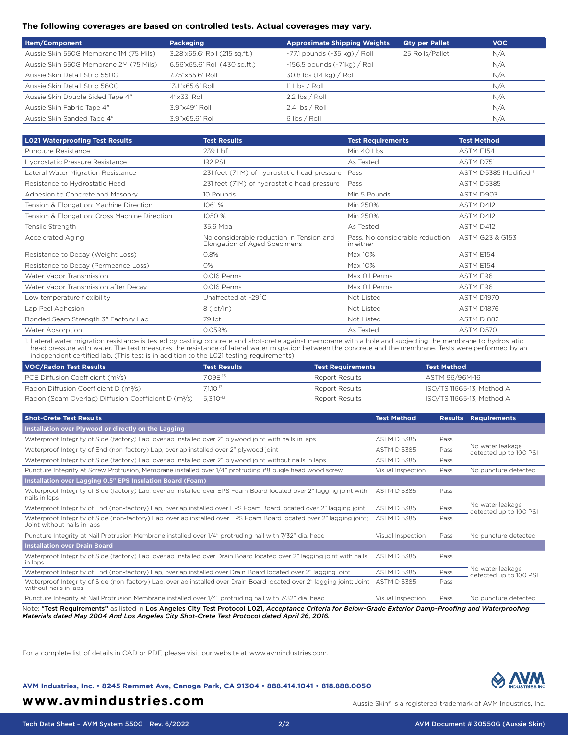**The following coverages are based on controlled tests. Actual coverages may vary.**

| Item/Component | Packaging | Approximate Shipping Weights | Qty per Pallet | VOC |
|---|---|---|---|---|
| Aussie Skin 550G Membrane 1M (75 Mils) | 3.28'x65.6' Roll (215 sq.ft.) | ~77.1 pounds (~35 kg) / Roll | 25 Rolls/Pallet | N/A |
| Aussie Skin 550G Membrane 2M (75 Mils) | 6.56'x65.6' Roll (430 sq.ft.) | ~156.5 pounds (~71kg) / Roll | | N/A |
| Aussie Skin Detail Strip 550G | 7.75"x65.6' Roll | 30.8 lbs (14 kg) / Roll | | N/A |
| Aussie Skin Detail Strip 560G | 13.1"x65.6' Roll | 11 Lbs / Roll | | N/A |
| Aussie Skin Double Sided Tape 4" | 4"x33' Roll | 2.2 lbs / Roll | | N/A |
| Aussie Skin Fabric Tape 4" | 3.9"x49" Roll | 2.4 lbs / Roll | | N/A |
| Aussie Skin Sanded Tape 4" | 3.9"x65.6' Roll | 6 lbs / Roll | | N/A |

| L021 Waterproofing Test Results | Test Results | Test Requirements | Test Method |
|---|---|---|---|
| Puncture Resistance | 239 Lbf | Min 40 Lbs | ASTM E154 |
| Hydrostatic Pressure Resistance | 192 PSI | As Tested | ASTM D751 |
| Lateral Water Migration Resistance | 231 feet (71 M) of hydrostatic head pressure | Pass | ASTM D5385 Modified [1] |
| Resistance to Hydrostatic Head | 231 feet (71M) of hydrostatic head pressure | Pass | ASTM D5385 |
| Adhesion to Concrete and Masonry | 10 Pounds | Min 5 Pounds | ASTM D903 |
| Tension & Elongation: Machine Direction | 1061 % | Min 250% | ASTM D412 |
| Tension & Elongation: Cross Machine Direction | 1050 % | Min 250% | ASTM D412 |
| Tensile Strength | 35.6 Mpa | As Tested | ASTM D412 |
| Accelerated Aging | No considerable reduction in Tension and Elongation of Aged Specimens | Pass. No considerable reduction in either | ASTM G23 & G153 |
| Resistance to Decay (Weight Loss) | 0.8% | Max 10% | ASTM E154 |
| Resistance to Decay (Permeance Loss) | 0% | Max 10% | ASTM E154 |
| Water Vapor Transmission | 0.016 Perms | Max 0.1 Perms | ASTM E96 |
| Water Vapor Transmission after Decay | 0.016 Perms | Max 0.1 Perms | ASTM E96 |
| Low temperature flexibility | Unaffected at -29°C | Not Listed | ASTM D1970 |
| Lap Peel Adhesion | 8 (lbf/in) | Not Listed | ASTM D1876 |
| Bonded Seam Strength 3" Factory Lap | 79 lbf | Not Listed | ASTM D 882 |
| Water Absorption | 0.059% | As Tested | ASTM D570 |

1. Lateral water migration resistance is tested by casting concrete and shot-crete against membrane with a hole and subjecting the membrane to hydrostatic head pressure with water. The test measures the resistance of lateral water migration between the concrete and the membrane. Tests were performed by an independent certified lab. (This test is in addition to the L021 testing requirements)

| VOC/Radon Test Results | Test Results | Test Requirements | Test Method |
|---|---|---|---|
| PCE Diffusion Coefficient ($m^2/s$) | $7.09E^{-13}$ | Report Results | ASTM 96/96M-16 |
| Radon Diffusion Coefficient D ($m^2/s$) | $7.1.10^{-13}$ | Report Results | ISO/TS 11665-13, Method A |
| Radon (Seam Overlap) Diffusion Coefficient D ($m^2/s$) | $5.3.10^{-13}$ | Report Results | ISO/TS 11665-13, Method A |

| Shot-Crete Test Results | Test Method | Results | Requirements |
|---|---|---|---|
| **Installation over Plywood or directly on the Lagging** | | | |
| Waterproof Integrity of Side (factory) Lap, overlap installed over 2" plywood joint with nails in laps | ASTM D 5385 | Pass | No water leakage detected up to 100 PSI |
| Waterproof Integrity of End (non-factory) Lap, overlap installed over 2" plywood joint | ASTM D 5385 | Pass | No water leakage detected up to 100 PSI |
| Waterproof Integrity of Side (factory) Lap, overlap installed over 2" plywood joint without nails in laps | ASTM D 5385 | Pass | No water leakage detected up to 100 PSI |
| Puncture Integrity at Screw Protrusion, Membrane installed over 1/4" protruding #8 bugle head wood screw | Visual Inspection | Pass | No puncture detected |
| **Installation over Lagging 0.5" EPS Insulation Board (Foam)** | | | |
| Waterproof Integrity of Side (factory) Lap, overlap installed over EPS Foam Board located over 2" lagging joint with nails in laps | ASTM D 5385 | Pass | No water leakage detected up to 100 PSI |
| Waterproof Integrity of End (non-factory) Lap, overlap installed over EPS Foam Board located over 2" lagging joint | ASTM D 5385 | Pass | No water leakage detected up to 100 PSI |
| Waterproof Integrity of Side (non-factory) Lap, overlap installed over EPS Foam Board located over 2" lagging joint; Joint without nails in laps | ASTM D 5385 | Pass | No water leakage detected up to 100 PSI |
| Puncture Integrity at Nail Protrusion Membrane installed over 1/4" protruding nail with 7/32" dia. head | Visual Inspection | Pass | No puncture detected |
| **Installation over Drain Board** | | | |
| Waterproof Integrity of Side (factory) Lap, overlap installed over Drain Board located over 2" lagging joint with nails in laps | ASTM D 5385 | Pass | No water leakage detected up to 100 PSI |
| Waterproof Integrity of End (non-factory) Lap, overlap installed over Drain Board located over 2" lagging joint | ASTM D 5385 | Pass | No water leakage detected up to 100 PSI |
| Waterproof Integrity of Side (non-factory) Lap, overlap installed over Drain Board located over 2" lagging joint; Joint without nails in laps | ASTM D 5385 | Pass | No water leakage detected up to 100 PSI |
| Puncture Integrity at Nail Protrusion Membrane installed over 1/4" protruding nail with 7/32" dia. head | Visual Inspection | Pass | No puncture detected |

Note: **"Test Requirements"** as listed in **Los Angeles City Test Protocol L021,** ***Acceptance Criteria for Below-Grade Exterior Damp-Proofing and Waterproofing Materials dated May 2004 And Los Angeles City Shot-Crete Test Protocol dated April 26, 2016.***

For a complete list of details in CAD or PDF, please visit our website at www.avmindustries.com.

**AVM Industries, Inc. • 8245 Remmet Ave, Canoga Park, CA 91304 • 888.414.1041 • 818.888.0050**

**www.avmindustries.com**

Aussie Skin® is a registered trademark of AVM Industries, Inc.